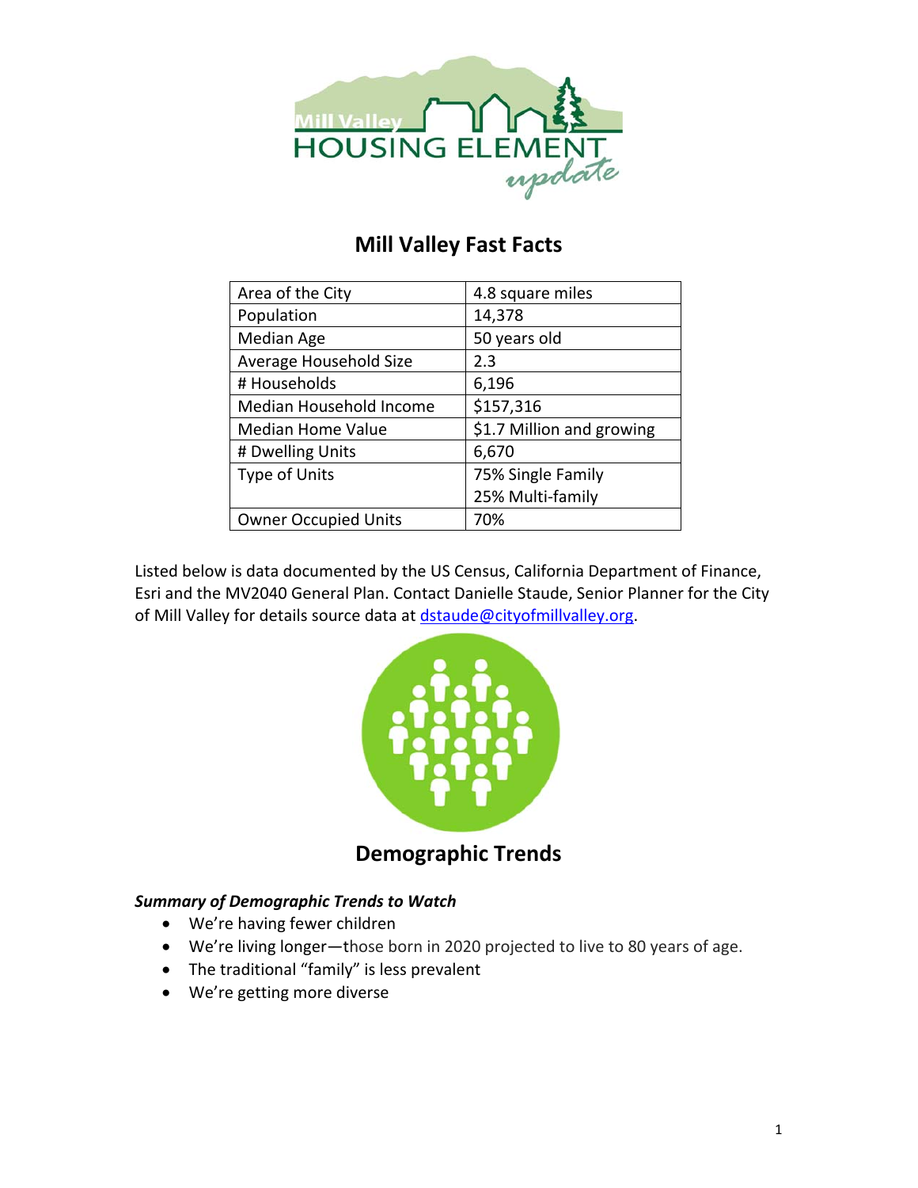Mill Valley

HOUSING ELEMENT

*update*

## Mill Valley Fast Facts

| | |
|---|---|
| Area of the City | 4.8 square miles |
| Population | 14,378 |
| Median Age | 50 years old |
| Average Household Size | 2.3 |
| # Households | 6,196 |
| Median Household Income | $157,316 |
| Median Home Value | $1.7 Million and growing |
| # Dwelling Units | 6,670 |
| Type of Units | 75% Single Family<br>25% Multi-family |
| Owner Occupied Units | 70% |

Listed below is data documented by the US Census, California Department of Finance, Esri and the MV2040 General Plan. Contact Danielle Staude, Senior Planner for the City of Mill Valley for details source data at dstaude@cityofmillvalley.org.

## Demographic Trends

***Summary of Demographic Trends to Watch***

- We're having fewer children
- We're living longer—those born in 2020 projected to live to 80 years of age.
- The traditional "family" is less prevalent
- We're getting more diverse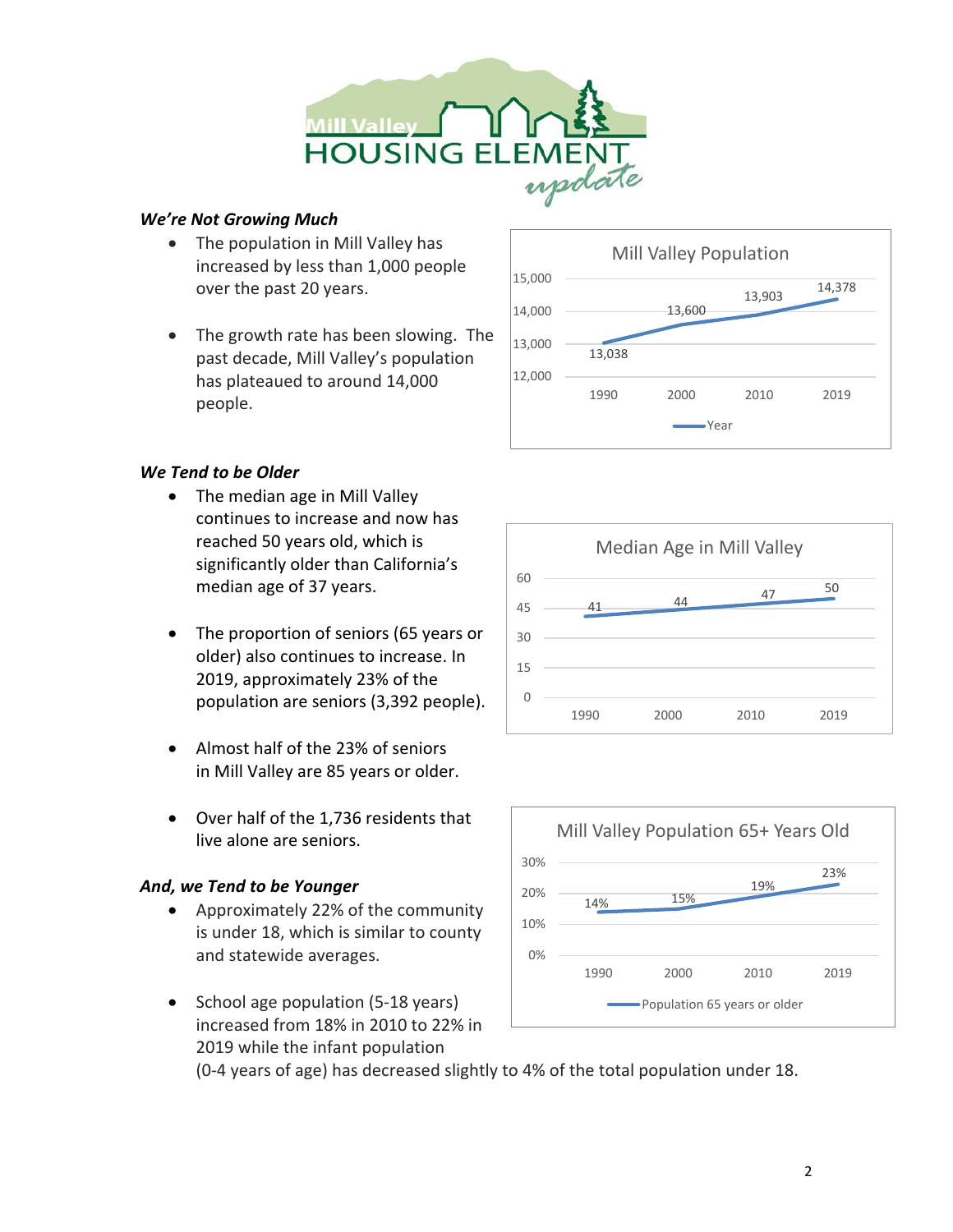Mill Valley HOUSING ELEMENT update

### *We're Not Growing Much*

- The population in Mill Valley has increased by less than 1,000 people over the past 20 years.
- The growth rate has been slowing. The past decade, Mill Valley's population has plateaued to around 14,000 people.

**Mill Valley Population**

| Year | Population |
|---|---|
| 1990 | 13,038 |
| 2000 | 13,600 |
| 2010 | 13,903 |
| 2019 | 14,378 |

### *We Tend to be Older*

- The median age in Mill Valley continues to increase and now has reached 50 years old, which is significantly older than California's median age of 37 years.
- The proportion of seniors (65 years or older) also continues to increase. In 2019, approximately 23% of the population are seniors (3,392 people).
- Almost half of the 23% of seniors in Mill Valley are 85 years or older.
- Over half of the 1,736 residents that live alone are seniors.

**Median Age in Mill Valley**

| Year | Median Age |
|---|---|
| 1990 | 41 |
| 2000 | 44 |
| 2010 | 47 |
| 2019 | 50 |

### *And, we Tend to be Younger*

- Approximately 22% of the community is under 18, which is similar to county and statewide averages.
- School age population (5-18 years) increased from 18% in 2010 to 22% in 2019 while the infant population (0-4 years of age) has decreased slightly to 4% of the total population under 18.

**Mill Valley Population 65+ Years Old**

| Year | Population 65 years or older |
|---|---|
| 1990 | 14% |
| 2000 | 15% |
| 2010 | 19% |
| 2019 | 23% |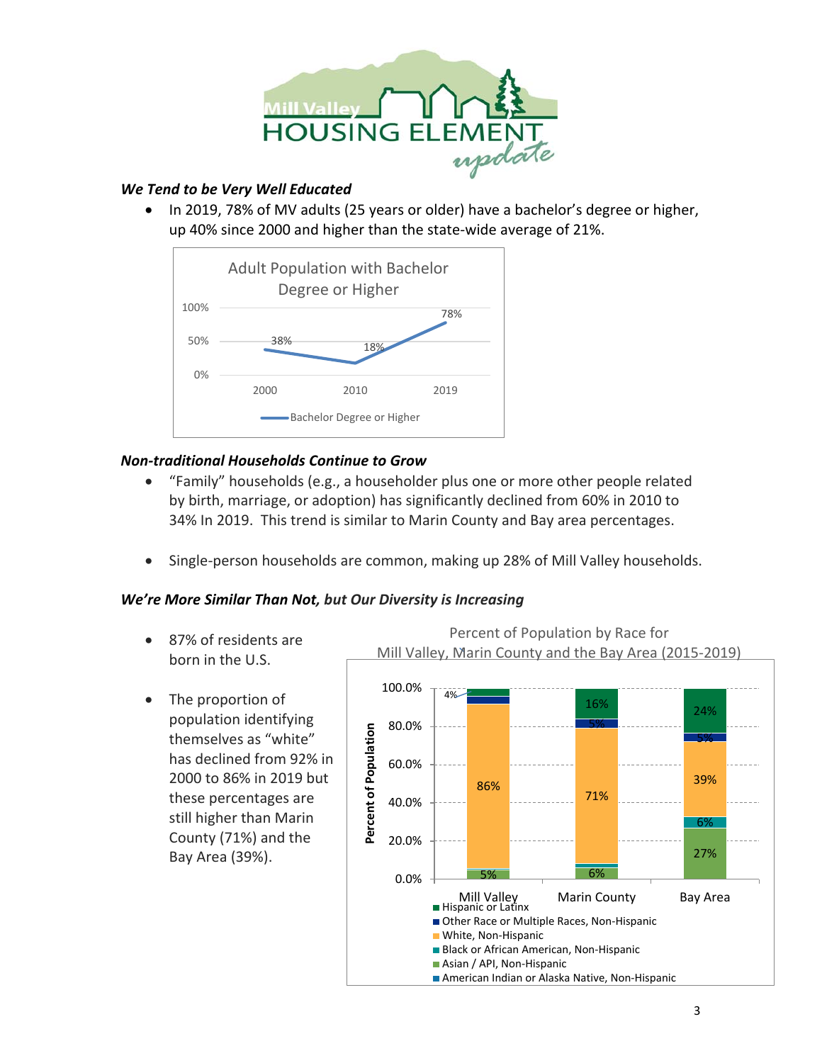### *We Tend to be Very Well Educated*

- In 2019, 78% of MV adults (25 years or older) have a bachelor's degree or higher, up 40% since 2000 and higher than the state-wide average of 21%.

Adult Population with Bachelor Degree or Higher

| Year | Bachelor Degree or Higher |
|---|---|
| 2000 | 38% |
| 2010 | 18% |
| 2019 | 78% |

### *Non-traditional Households Continue to Grow*

- "Family" households (e.g., a householder plus one or more other people related by birth, marriage, or adoption) has significantly declined from 60% in 2010 to 34% In 2019. This trend is similar to Marin County and Bay area percentages.

- Single-person households are common, making up 28% of Mill Valley households.

### *We're More Similar Than Not, but Our Diversity is Increasing*

- 87% of residents are born in the U.S.

- The proportion of population identifying themselves as "white" has declined from 92% in 2000 to 86% in 2019 but these percentages are still higher than Marin County (71%) and the Bay Area (39%).

Percent of Population by Race for Mill Valley, Marin County and the Bay Area (2015-2019)

| | Mill Valley | Marin County | Bay Area |
|---|---|---|---|
| Hispanic or Latinx | 4% | 16% | 24% |
| Other Race or Multiple Races, Non-Hispanic | | 5% | 5% |
| White, Non-Hispanic | 86% | 71% | 39% |
| Black or African American, Non-Hispanic | | | 6% |
| Asian / API, Non-Hispanic | 5% | 6% | 27% |
| American Indian or Alaska Native, Non-Hispanic | | | |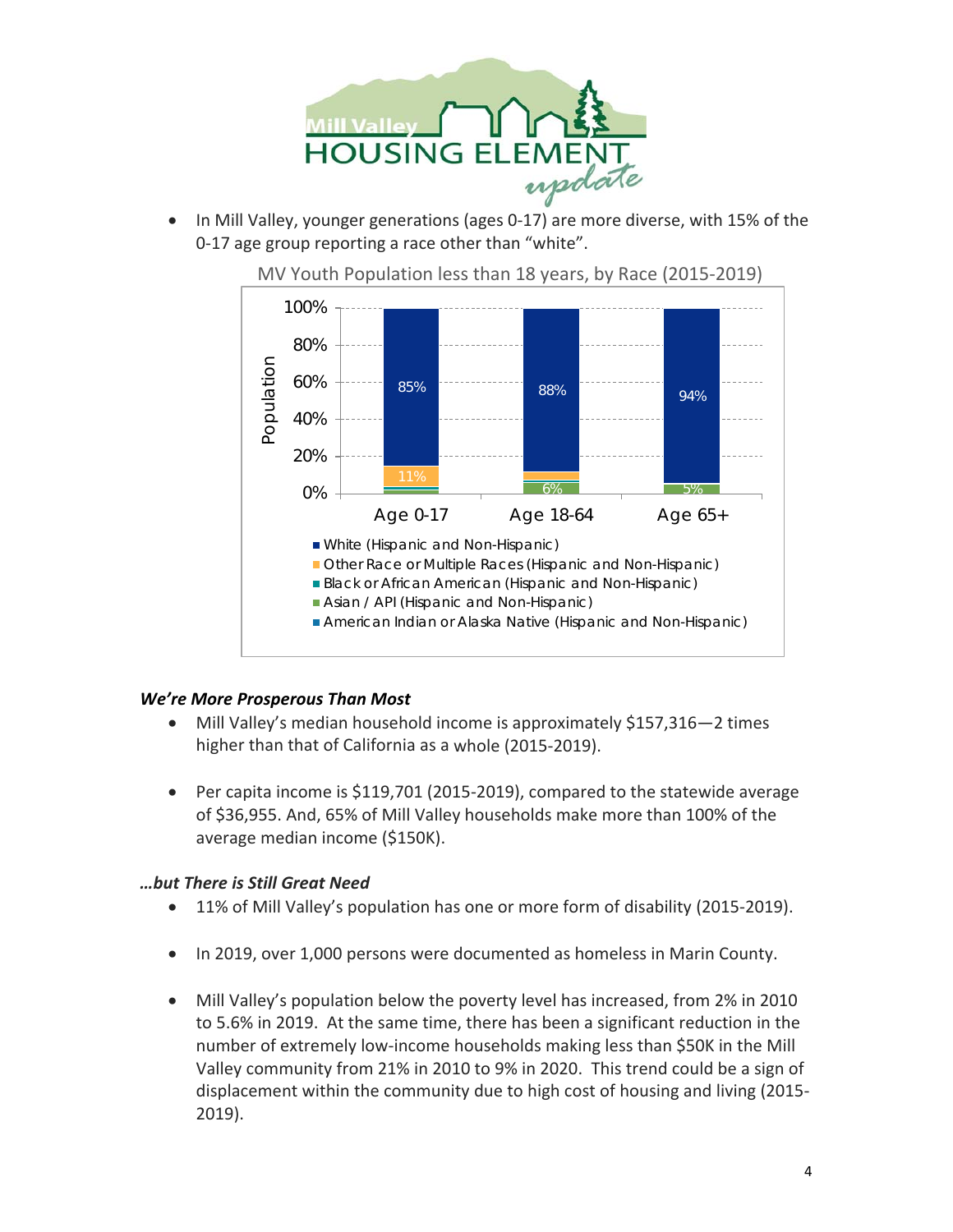- In Mill Valley, younger generations (ages 0-17) are more diverse, with 15% of the 0-17 age group reporting a race other than "white".

MV Youth Population less than 18 years, by Race (2015-2019)

| Race | Age 0-17 | Age 18-64 | Age 65+ |
| --- | --- | --- | --- |
| White (Hispanic and Non-Hispanic) | 85% | 88% | 94% |
| Other Race or Multiple Races (Hispanic and Non-Hispanic) | 11% | | |
| Black or African American (Hispanic and Non-Hispanic) | | | |
| Asian / API (Hispanic and Non-Hispanic) | | 6% | 5% |
| American Indian or Alaska Native (Hispanic and Non-Hispanic) | | | |

### *We're More Prosperous Than Most*

- Mill Valley's median household income is approximately $157,316—2 times higher than that of California as a whole (2015-2019).
- Per capita income is $119,701 (2015-2019), compared to the statewide average of $36,955. And, 65% of Mill Valley households make more than 100% of the average median income ($150K).

### *…but There is Still Great Need*

- 11% of Mill Valley's population has one or more form of disability (2015-2019).
- In 2019, over 1,000 persons were documented as homeless in Marin County.
- Mill Valley's population below the poverty level has increased, from 2% in 2010 to 5.6% in 2019. At the same time, there has been a significant reduction in the number of extremely low-income households making less than $50K in the Mill Valley community from 21% in 2010 to 9% in 2020. This trend could be a sign of displacement within the community due to high cost of housing and living (2015-2019).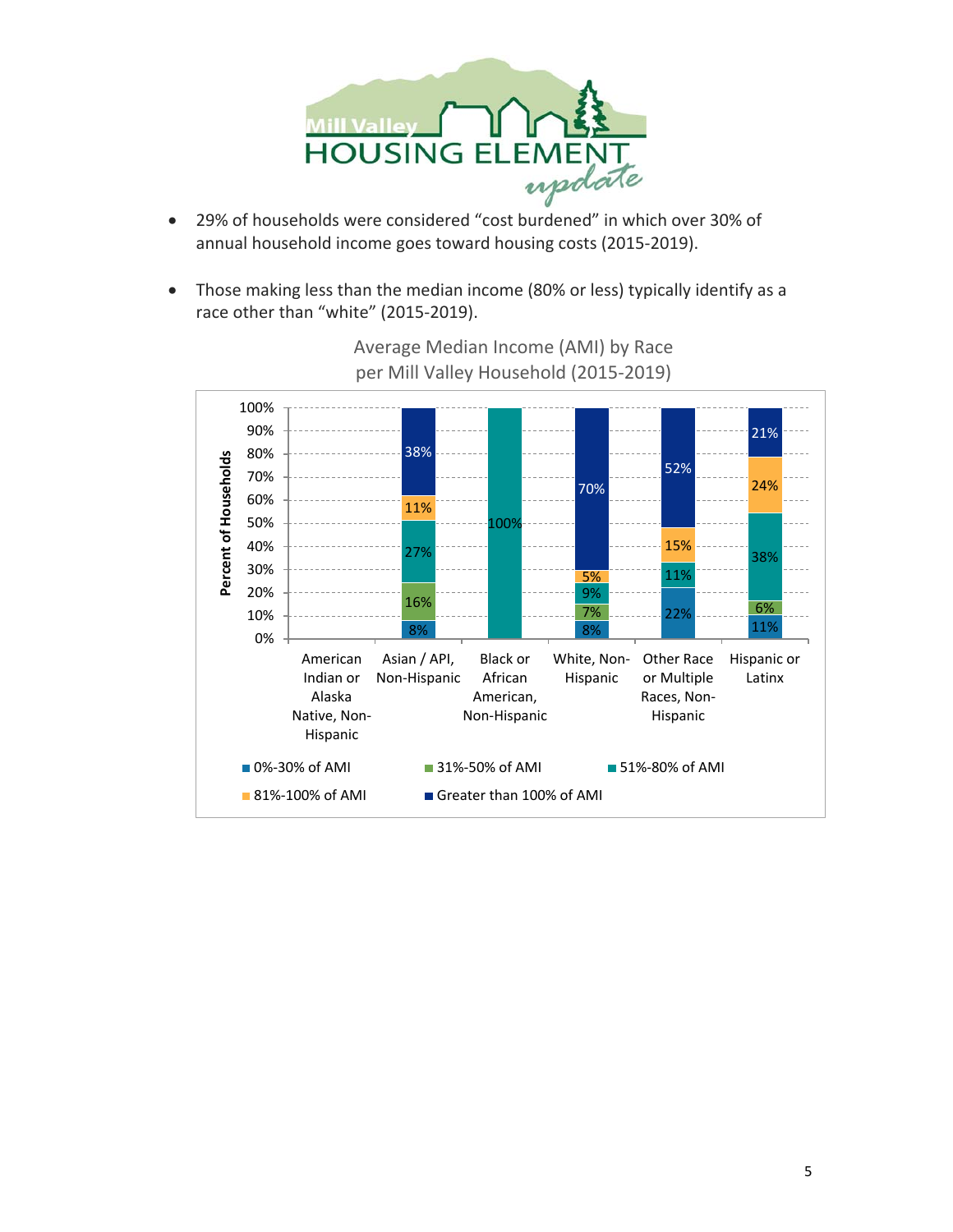- 29% of households were considered "cost burdened" in which over 30% of annual household income goes toward housing costs (2015-2019).

- Those making less than the median income (80% or less) typically identify as a race other than "white" (2015-2019).

Average Median Income (AMI) by Race per Mill Valley Household (2015-2019)

| Race | 0%-30% of AMI | 31%-50% of AMI | 51%-80% of AMI | 81%-100% of AMI | Greater than 100% of AMI |
|---|---|---|---|---|---|
| American Indian or Alaska Native, Non-Hispanic | | | | | |
| Asian / API, Non-Hispanic | 8% | 16% | 27% | 11% | 38% |
| Black or African American, Non-Hispanic | | | 100% | | |
| White, Non-Hispanic | 8% | 7% | 9% | 5% | 70% |
| Other Race or Multiple Races, Non-Hispanic | 22% | | 11% | 15% | 52% |
| Hispanic or Latinx | 11% | 6% | 38% | 24% | 21% |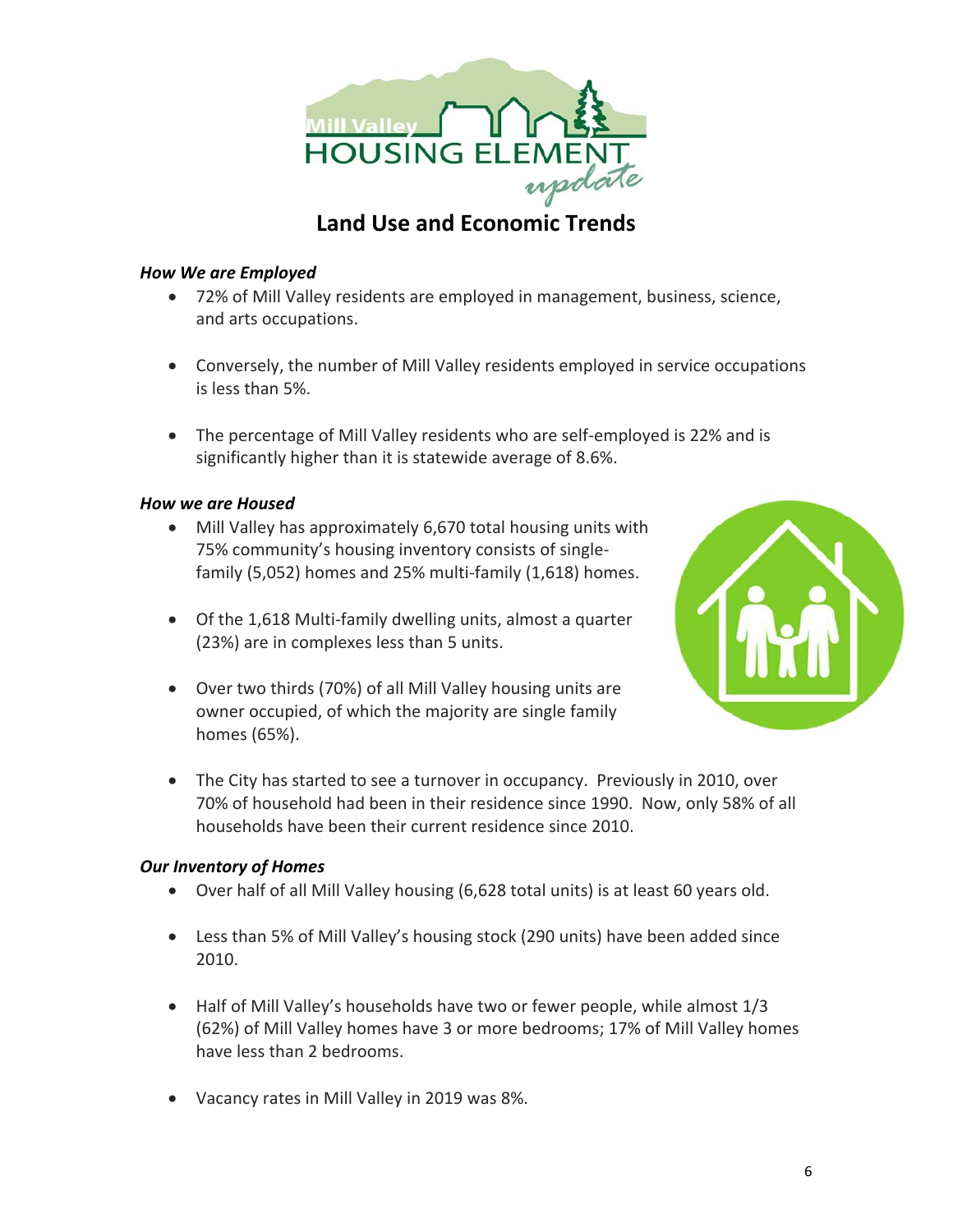# Land Use and Economic Trends

***How We are Employed***

- 72% of Mill Valley residents are employed in management, business, science, and arts occupations.
- Conversely, the number of Mill Valley residents employed in service occupations is less than 5%.
- The percentage of Mill Valley residents who are self-employed is 22% and is significantly higher than it is statewide average of 8.6%.

***How we are Housed***

- Mill Valley has approximately 6,670 total housing units with 75% community's housing inventory consists of single-family (5,052) homes and 25% multi-family (1,618) homes.
- Of the 1,618 Multi-family dwelling units, almost a quarter (23%) are in complexes less than 5 units.
- Over two thirds (70%) of all Mill Valley housing units are owner occupied, of which the majority are single family homes (65%).
- The City has started to see a turnover in occupancy. Previously in 2010, over 70% of household had been in their residence since 1990. Now, only 58% of all households have been their current residence since 2010.

***Our Inventory of Homes***

- Over half of all Mill Valley housing (6,628 total units) is at least 60 years old.
- Less than 5% of Mill Valley's housing stock (290 units) have been added since 2010.
- Half of Mill Valley's households have two or fewer people, while almost 1/3 (62%) of Mill Valley homes have 3 or more bedrooms; 17% of Mill Valley homes have less than 2 bedrooms.
- Vacancy rates in Mill Valley in 2019 was 8%.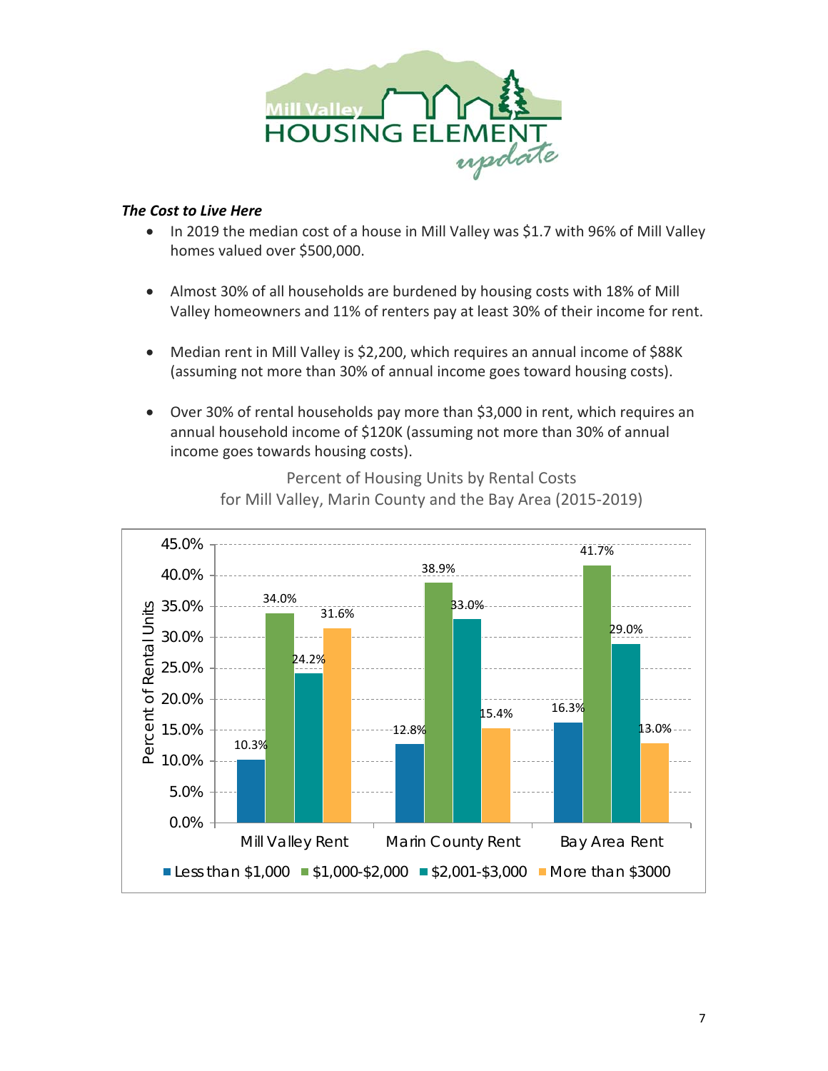*Mill Valley HOUSING ELEMENT update*

***The Cost to Live Here***

- In 2019 the median cost of a house in Mill Valley was $1.7 with 96% of Mill Valley homes valued over $500,000.
- Almost 30% of all households are burdened by housing costs with 18% of Mill Valley homeowners and 11% of renters pay at least 30% of their income for rent.
- Median rent in Mill Valley is $2,200, which requires an annual income of $88K (assuming not more than 30% of annual income goes toward housing costs).
- Over 30% of rental households pay more than $3,000 in rent, which requires an annual household income of $120K (assuming not more than 30% of annual income goes towards housing costs).

Percent of Housing Units by Rental Costs
for Mill Valley, Marin County and the Bay Area (2015-2019)

| Percent of Rental Units | Less than $1,000 | $1,000-$2,000 | $2,001-$3,000 | More than $3000 |
|---|---|---|---|---|
| Mill Valley Rent | 10.3% | 34.0% | 24.2% | 31.6% |
| Marin County Rent | 12.8% | 38.9% | 33.0% | 15.4% |
| Bay Area Rent | 16.3% | 41.7% | 29.0% | 13.0% |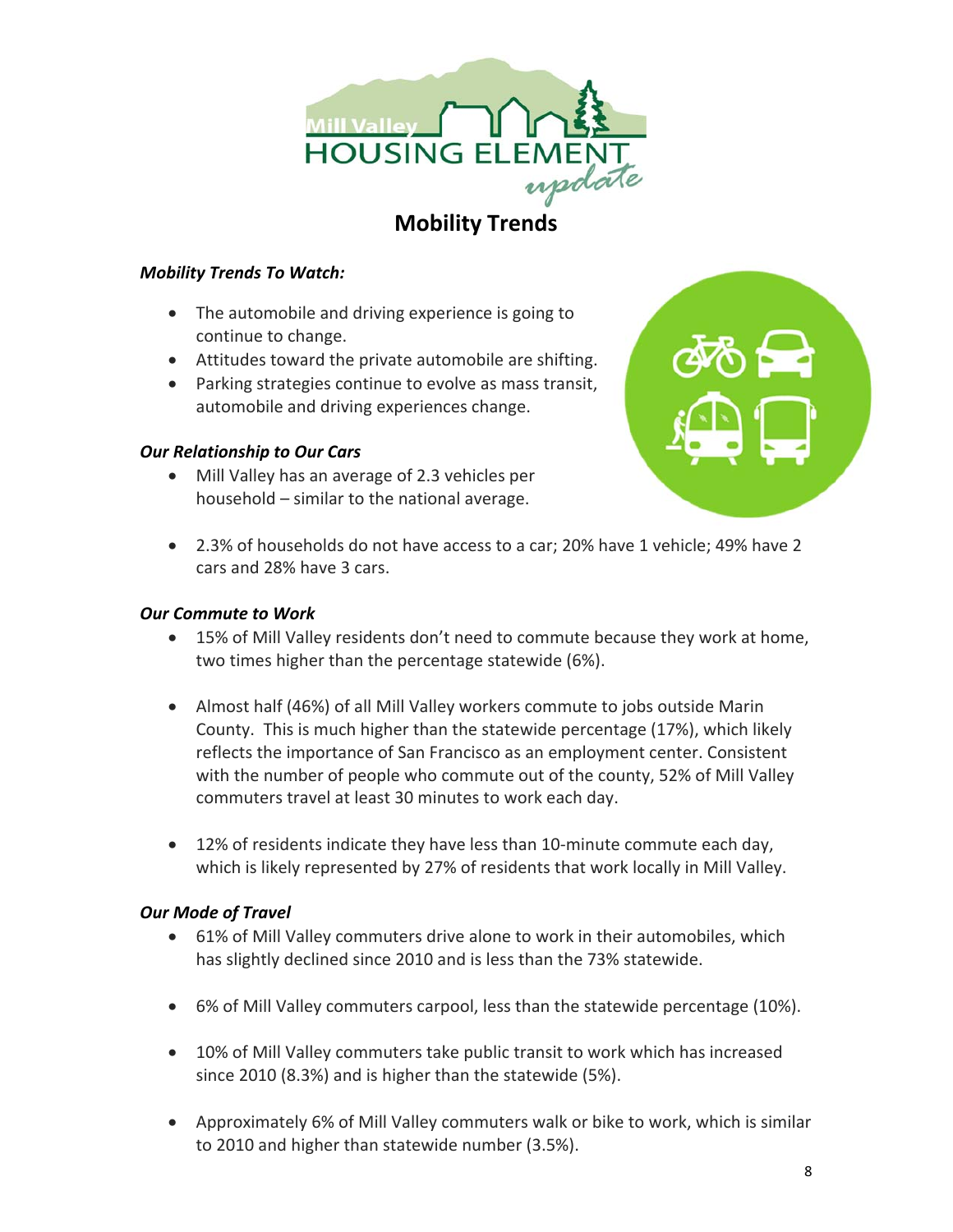Mill Valley HOUSING ELEMENT update

# Mobility Trends

***Mobility Trends To Watch:***

- The automobile and driving experience is going to continue to change.
- Attitudes toward the private automobile are shifting.
- Parking strategies continue to evolve as mass transit, automobile and driving experiences change.

***Our Relationship to Our Cars***

- Mill Valley has an average of 2.3 vehicles per household – similar to the national average.
- 2.3% of households do not have access to a car; 20% have 1 vehicle; 49% have 2 cars and 28% have 3 cars.

***Our Commute to Work***

- 15% of Mill Valley residents don't need to commute because they work at home, two times higher than the percentage statewide (6%).
- Almost half (46%) of all Mill Valley workers commute to jobs outside Marin County. This is much higher than the statewide percentage (17%), which likely reflects the importance of San Francisco as an employment center. Consistent with the number of people who commute out of the county, 52% of Mill Valley commuters travel at least 30 minutes to work each day.
- 12% of residents indicate they have less than 10-minute commute each day, which is likely represented by 27% of residents that work locally in Mill Valley.

***Our Mode of Travel***

- 61% of Mill Valley commuters drive alone to work in their automobiles, which has slightly declined since 2010 and is less than the 73% statewide.
- 6% of Mill Valley commuters carpool, less than the statewide percentage (10%).
- 10% of Mill Valley commuters take public transit to work which has increased since 2010 (8.3%) and is higher than the statewide (5%).
- Approximately 6% of Mill Valley commuters walk or bike to work, which is similar to 2010 and higher than statewide number (3.5%).